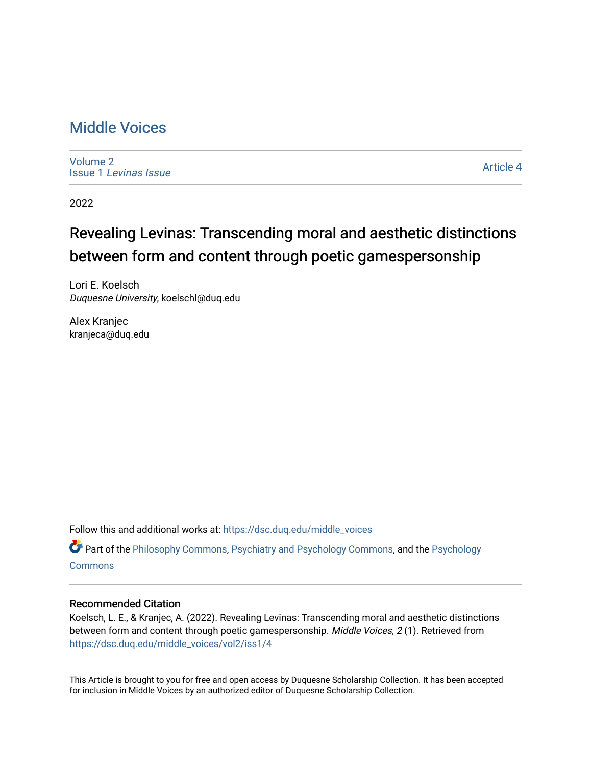# Middle Voices

Volume 2
Issue 1 *Levinas Issue*

Article 4

2022

## Revealing Levinas: Transcending moral and aesthetic distinctions between form and content through poetic gamespersonship

Lori E. Koelsch
*Duquesne University*, koelschl@duq.edu

Alex Kranjec
kranjeca@duq.edu

Follow this and additional works at: https://dsc.duq.edu/middle_voices

Part of the Philosophy Commons, Psychiatry and Psychology Commons, and the Psychology Commons

### Recommended Citation

Koelsch, L. E., & Kranjec, A. (2022). Revealing Levinas: Transcending moral and aesthetic distinctions between form and content through poetic gamespersonship. *Middle Voices, 2* (1). Retrieved from https://dsc.duq.edu/middle_voices/vol2/iss1/4

This Article is brought to you for free and open access by Duquesne Scholarship Collection. It has been accepted for inclusion in Middle Voices by an authorized editor of Duquesne Scholarship Collection.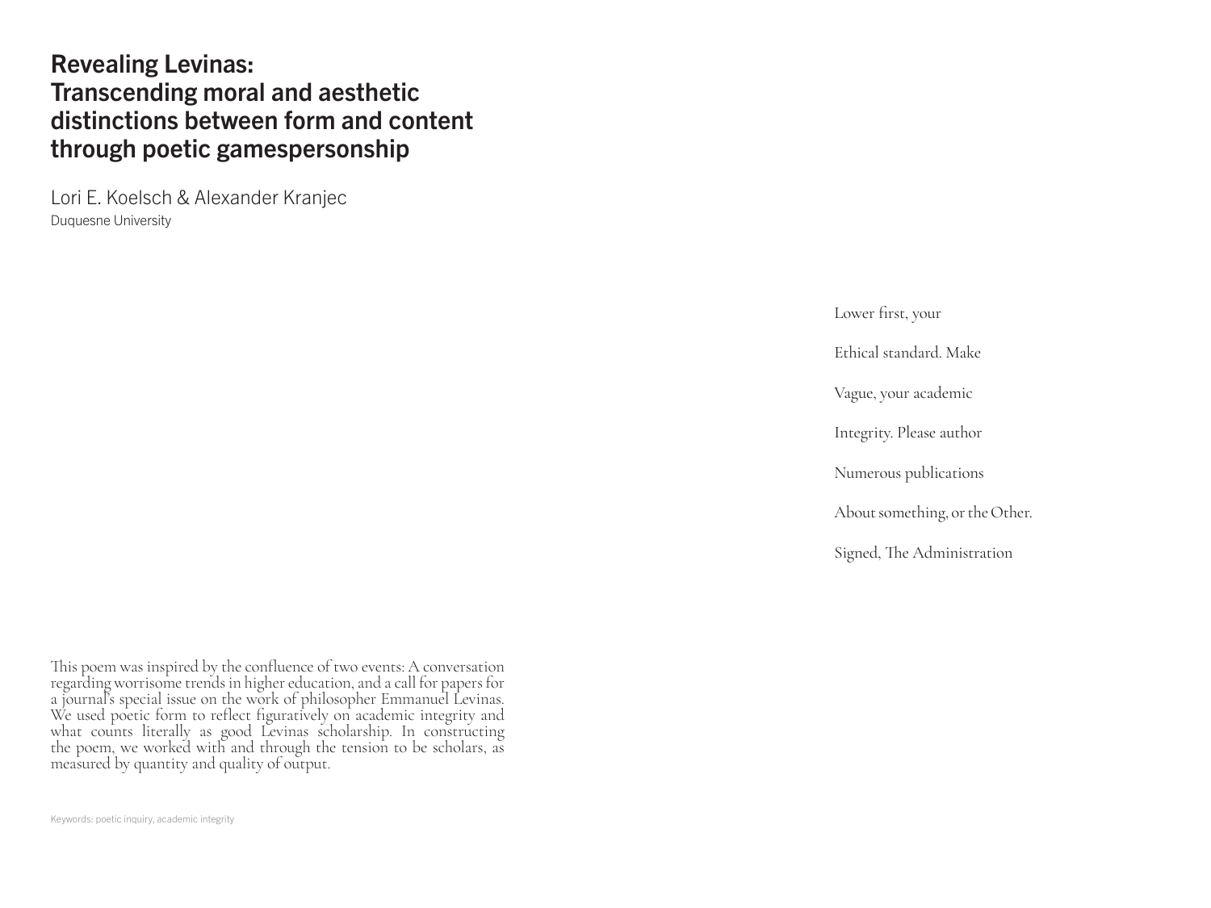# Revealing Levinas: Transcending moral and aesthetic distinctions between form and content through poetic gamespersonship

Lori E. Koelsch & Alexander Kranjec

Duquesne University

This poem was inspired by the confluence of two events: A conversation regarding worrisome trends in higher education, and a call for papers for a journal's special issue on the work of philosopher Emmanuel Levinas. We used poetic form to reflect figuratively on academic integrity and what counts literally as good Levinas scholarship. In constructing the poem, we worked with and through the tension to be scholars, as measured by quantity and quality of output.

Keywords: poetic inquiry, academic integrity

Lower first, your

Ethical standard. Make

Vague, your academic

Integrity. Please author

Numerous publications

About something, or the Other.

Signed, The Administration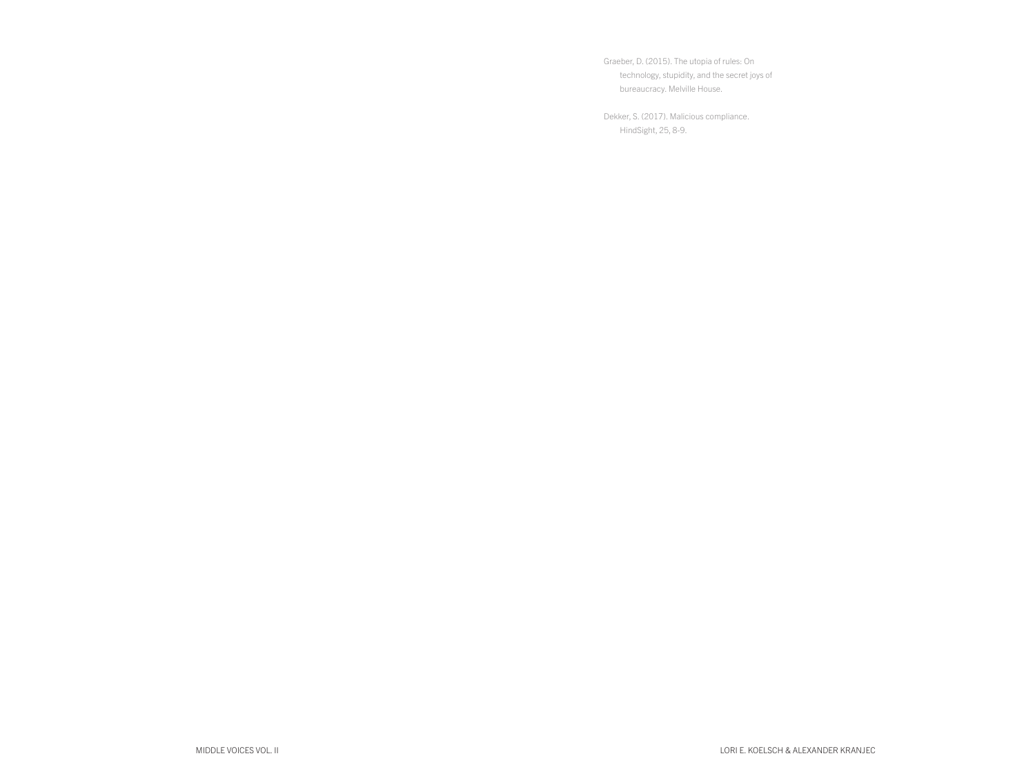Graeber, D. (2015). The utopia of rules: On technology, stupidity, and the secret joys of bureaucracy. Melville House.

Dekker, S. (2017). Malicious compliance. HindSight, 25, 8-9.